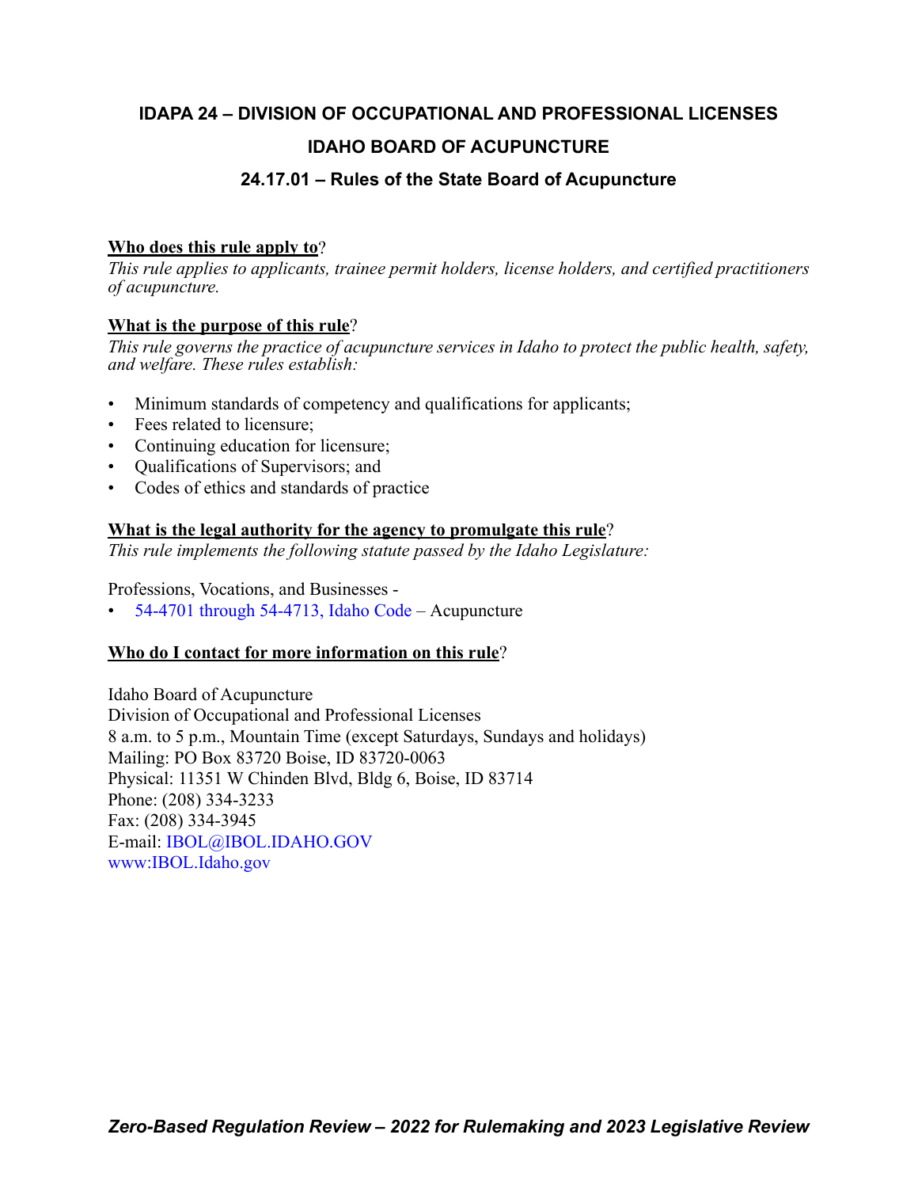# IDAPA 24 – DIVISION OF OCCUPATIONAL AND PROFESSIONAL LICENSES

## IDAHO BOARD OF ACUPUNCTURE

### 24.17.01 – Rules of the State Board of Acupuncture

**Who does this rule apply to**?

*This rule applies to applicants, trainee permit holders, license holders, and certified practitioners of acupuncture.*

**What is the purpose of this rule**?

*This rule governs the practice of acupuncture services in Idaho to protect the public health, safety, and welfare. These rules establish:*

- Minimum standards of competency and qualifications for applicants;
- Fees related to licensure;
- Continuing education for licensure;
- Qualifications of Supervisors; and
- Codes of ethics and standards of practice

**What is the legal authority for the agency to promulgate this rule**?

*This rule implements the following statute passed by the Idaho Legislature:*

Professions, Vocations, and Businesses -

- 54-4701 through 54-4713, Idaho Code – Acupuncture

**Who do I contact for more information on this rule**?

Idaho Board of Acupuncture
Division of Occupational and Professional Licenses
8 a.m. to 5 p.m., Mountain Time (except Saturdays, Sundays and holidays)
Mailing: PO Box 83720 Boise, ID 83720-0063
Physical: 11351 W Chinden Blvd, Bldg 6, Boise, ID 83714
Phone: (208) 334-3233
Fax: (208) 334-3945
E-mail: IBOL@IBOL.IDAHO.GOV
www:IBOL.Idaho.gov

***Zero-Based Regulation Review – 2022 for Rulemaking and 2023 Legislative Review***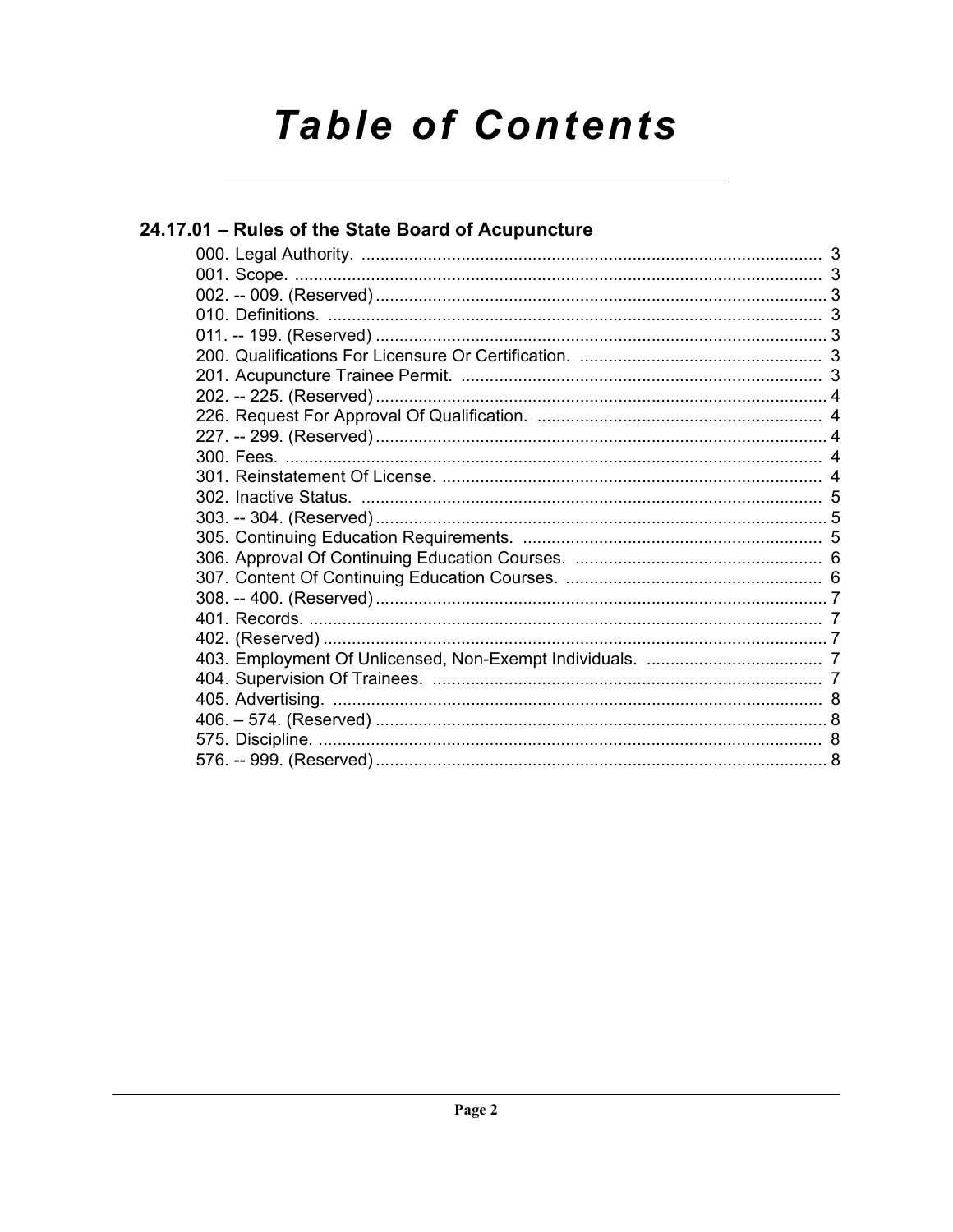# Table of Contents

## 24.17.01 – Rules of the State Board of Acupuncture

000. Legal Authority. ................................................................................................ 3
001. Scope. ................................................................................................................ 3
002. -- 009. (Reserved) ............................................................................................... 3
010. Definitions. ........................................................................................................ 3
011. -- 199. (Reserved) ............................................................................................... 3
200. Qualifications For Licensure Or Certification. .................................................... 3
201. Acupuncture Trainee Permit. ............................................................................. 3
202. -- 225. (Reserved) ............................................................................................... 4
226. Request For Approval Of Qualification. ............................................................. 4
227. -- 299. (Reserved) ............................................................................................... 4
300. Fees. .................................................................................................................. 4
301. Reinstatement Of License. ................................................................................. 4
302. Inactive Status. .................................................................................................. 5
303. -- 304. (Reserved) ............................................................................................... 5
305. Continuing Education Requirements. ................................................................ 5
306. Approval Of Continuing Education Courses. ..................................................... 6
307. Content Of Continuing Education Courses. ....................................................... 6
308. -- 400. (Reserved) ............................................................................................... 7
401. Records. ............................................................................................................ 7
402. (Reserved) .......................................................................................................... 7
403. Employment Of Unlicensed, Non-Exempt Individuals. ...................................... 7
404. Supervision Of Trainees. .................................................................................. 7
405. Advertising. ....................................................................................................... 8
406. – 574. (Reserved) ............................................................................................... 8
575. Discipline. .......................................................................................................... 8
576. -- 999. (Reserved) ............................................................................................... 8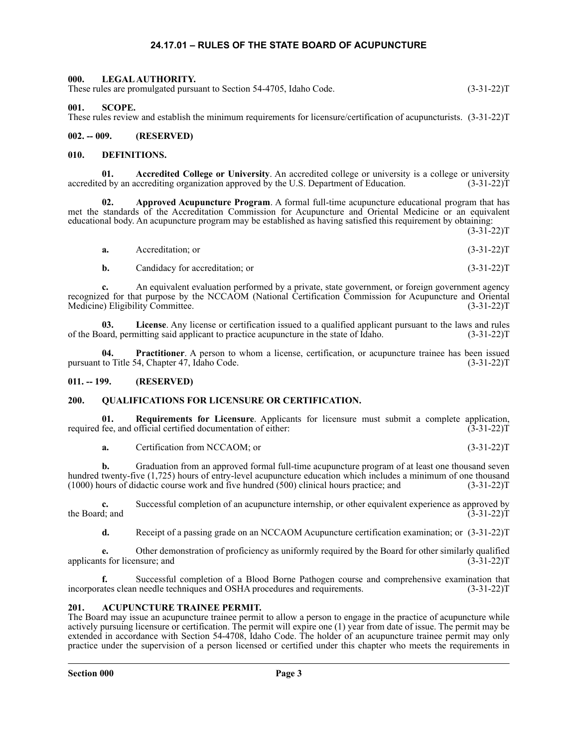# 24.17.01 – RULES OF THE STATE BOARD OF ACUPUNCTURE

## 000. LEGAL AUTHORITY.

These rules are promulgated pursuant to Section 54-4705, Idaho Code. (3-31-22)T

## 001. SCOPE.

These rules review and establish the minimum requirements for licensure/certification of acupuncturists. (3-31-22)T

## 002. -- 009. (RESERVED)

## 010. DEFINITIONS.

**01. Accredited College or University**. An accredited college or university is a college or university accredited by an accrediting organization approved by the U.S. Department of Education. (3-31-22)T

**02. Approved Acupuncture Program**. A formal full-time acupuncture educational program that has met the standards of the Accreditation Commission for Acupuncture and Oriental Medicine or an equivalent educational body. An acupuncture program may be established as having satisfied this requirement by obtaining: (3-31-22)T

**a.** Accreditation; or (3-31-22)T

**b.** Candidacy for accreditation; or (3-31-22)T

**c.** An equivalent evaluation performed by a private, state government, or foreign government agency recognized for that purpose by the NCCAOM (National Certification Commission for Acupuncture and Oriental Medicine) Eligibility Committee. (3-31-22)T

**03. License**. Any license or certification issued to a qualified applicant pursuant to the laws and rules of the Board, permitting said applicant to practice acupuncture in the state of Idaho. (3-31-22)T

**04. Practitioner**. A person to whom a license, certification, or acupuncture trainee has been issued pursuant to Title 54, Chapter 47, Idaho Code. (3-31-22)T

## 011. -- 199. (RESERVED)

## 200. QUALIFICATIONS FOR LICENSURE OR CERTIFICATION.

**01. Requirements for Licensure**. Applicants for licensure must submit a complete application, required fee, and official certified documentation of either: (3-31-22)T

**a.** Certification from NCCAOM; or (3-31-22)T

**b.** Graduation from an approved formal full-time acupuncture program of at least one thousand seven hundred twenty-five (1,725) hours of entry-level acupuncture education which includes a minimum of one thousand (1000) hours of didactic course work and five hundred (500) clinical hours practice; and (3-31-22)T

**c.** Successful completion of an acupuncture internship, or other equivalent experience as approved by the Board; and (3-31-22)T

**d.** Receipt of a passing grade on an NCCAOM Acupuncture certification examination; or (3-31-22)T

**e.** Other demonstration of proficiency as uniformly required by the Board for other similarly qualified applicants for licensure; and (3-31-22)T

**f.** Successful completion of a Blood Borne Pathogen course and comprehensive examination that incorporates clean needle techniques and OSHA procedures and requirements. (3-31-22)T

## 201. ACUPUNCTURE TRAINEE PERMIT.

The Board may issue an acupuncture trainee permit to allow a person to engage in the practice of acupuncture while actively pursuing licensure or certification. The permit will expire one (1) year from date of issue. The permit may be extended in accordance with Section 54-4708, Idaho Code. The holder of an acupuncture trainee permit may only practice under the supervision of a person licensed or certified under this chapter who meets the requirements in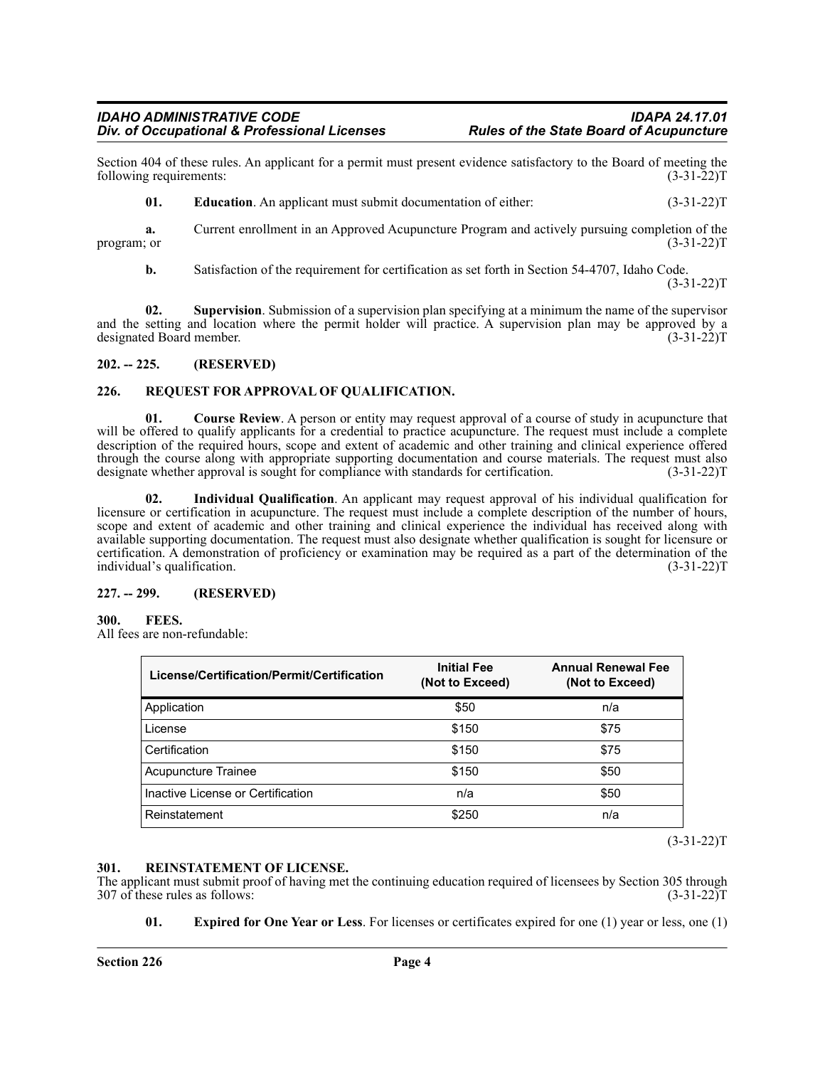Section 404 of these rules. An applicant for a permit must present evidence satisfactory to the Board of meeting the following requirements: (3-31-22)T

**01. Education**. An applicant must submit documentation of either: (3-31-22)T

**a.** Current enrollment in an Approved Acupuncture Program and actively pursuing completion of the program; or (3-31-22)T

**b.** Satisfaction of the requirement for certification as set forth in Section 54-4707, Idaho Code. (3-31-22)T

**02. Supervision**. Submission of a supervision plan specifying at a minimum the name of the supervisor and the setting and location where the permit holder will practice. A supervision plan may be approved by a designated Board member. (3-31-22)T

## 202. -- 225. (RESERVED)

## 226. REQUEST FOR APPROVAL OF QUALIFICATION.

**01. Course Review**. A person or entity may request approval of a course of study in acupuncture that will be offered to qualify applicants for a credential to practice acupuncture. The request must include a complete description of the required hours, scope and extent of academic and other training and clinical experience offered through the course along with appropriate supporting documentation and course materials. The request must also designate whether approval is sought for compliance with standards for certification. (3-31-22)T

**02. Individual Qualification**. An applicant may request approval of his individual qualification for licensure or certification in acupuncture. The request must include a complete description of the number of hours, scope and extent of academic and other training and clinical experience the individual has received along with available supporting documentation. The request must also designate whether qualification is sought for licensure or certification. A demonstration of proficiency or examination may be required as a part of the determination of the individual's qualification. (3-31-22)T

## 227. -- 299. (RESERVED)

## 300. FEES.

All fees are non-refundable:

| License/Certification/Permit/Certification | Initial Fee (Not to Exceed) | Annual Renewal Fee (Not to Exceed) |
|---|---|---|
| Application | $50 | n/a |
| License | $150 | $75 |
| Certification | $150 | $75 |
| Acupuncture Trainee | $150 | $50 |
| Inactive License or Certification | n/a | $50 |
| Reinstatement | $250 | n/a |

(3-31-22)T

## 301. REINSTATEMENT OF LICENSE.

The applicant must submit proof of having met the continuing education required of licensees by Section 305 through 307 of these rules as follows: (3-31-22)T

**01. Expired for One Year or Less**. For licenses or certificates expired for one (1) year or less, one (1)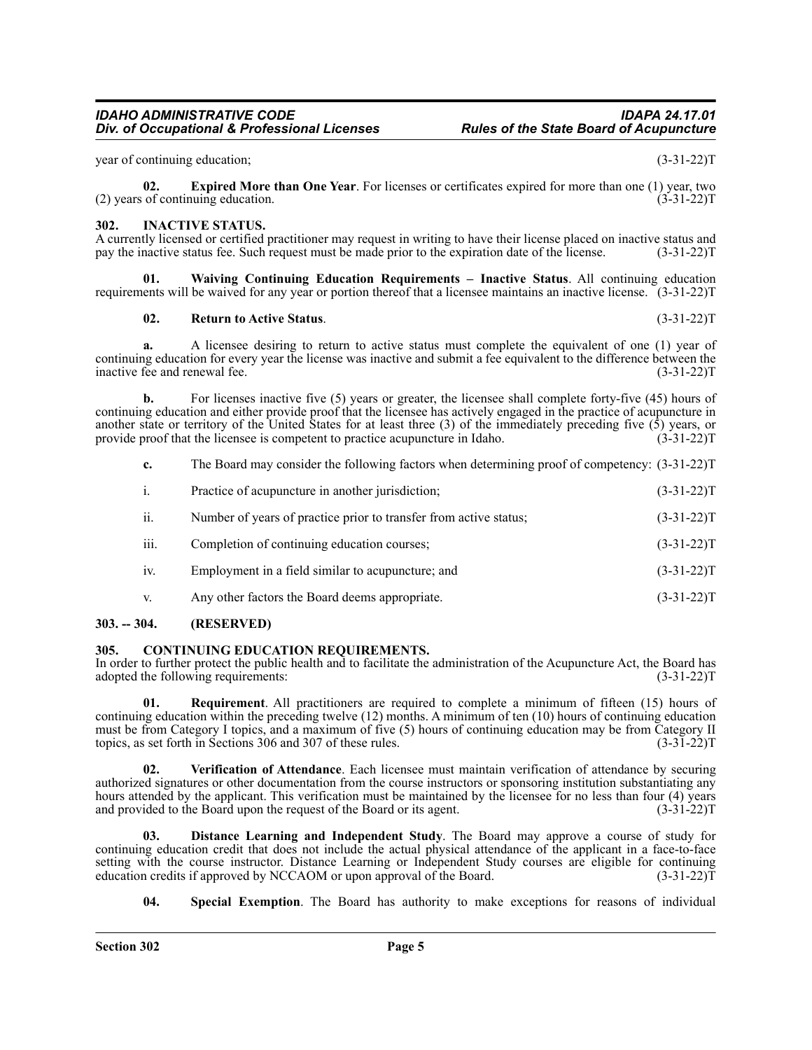year of continuing education; (3-31-22)T

**02. Expired More than One Year**. For licenses or certificates expired for more than one (1) year, two (2) years of continuing education. (3-31-22)T

## 302. INACTIVE STATUS.

A currently licensed or certified practitioner may request in writing to have their license placed on inactive status and pay the inactive status fee. Such request must be made prior to the expiration date of the license. (3-31-22)T

**01. Waiving Continuing Education Requirements – Inactive Status**. All continuing education requirements will be waived for any year or portion thereof that a licensee maintains an inactive license. (3-31-22)T

**02. Return to Active Status**. (3-31-22)T

**a.** A licensee desiring to return to active status must complete the equivalent of one (1) year of continuing education for every year the license was inactive and submit a fee equivalent to the difference between the inactive fee and renewal fee. (3-31-22)T

**b.** For licenses inactive five (5) years or greater, the licensee shall complete forty-five (45) hours of continuing education and either provide proof that the licensee has actively engaged in the practice of acupuncture in another state or territory of the United States for at least three (3) of the immediately preceding five (5) years, or provide proof that the licensee is competent to practice acupuncture in Idaho. (3-31-22)T

**c.** The Board may consider the following factors when determining proof of competency: (3-31-22)T

i. Practice of acupuncture in another jurisdiction; (3-31-22)T

ii. Number of years of practice prior to transfer from active status; (3-31-22)T

iii. Completion of continuing education courses; (3-31-22)T

iv. Employment in a field similar to acupuncture; and (3-31-22)T

v. Any other factors the Board deems appropriate. (3-31-22)T

## 303. -- 304. (RESERVED)

## 305. CONTINUING EDUCATION REQUIREMENTS.

In order to further protect the public health and to facilitate the administration of the Acupuncture Act, the Board has adopted the following requirements: (3-31-22)T

**01. Requirement**. All practitioners are required to complete a minimum of fifteen (15) hours of continuing education within the preceding twelve (12) months. A minimum of ten (10) hours of continuing education must be from Category I topics, and a maximum of five (5) hours of continuing education may be from Category II topics, as set forth in Sections 306 and 307 of these rules. (3-31-22)T

**02. Verification of Attendance**. Each licensee must maintain verification of attendance by securing authorized signatures or other documentation from the course instructors or sponsoring institution substantiating any hours attended by the applicant. This verification must be maintained by the licensee for no less than four (4) years and provided to the Board upon the request of the Board or its agent. (3-31-22)T

**03. Distance Learning and Independent Study**. The Board may approve a course of study for continuing education credit that does not include the actual physical attendance of the applicant in a face-to-face setting with the course instructor. Distance Learning or Independent Study courses are eligible for continuing education credits if approved by NCCAOM or upon approval of the Board. (3-31-22)T

**04. Special Exemption**. The Board has authority to make exceptions for reasons of individual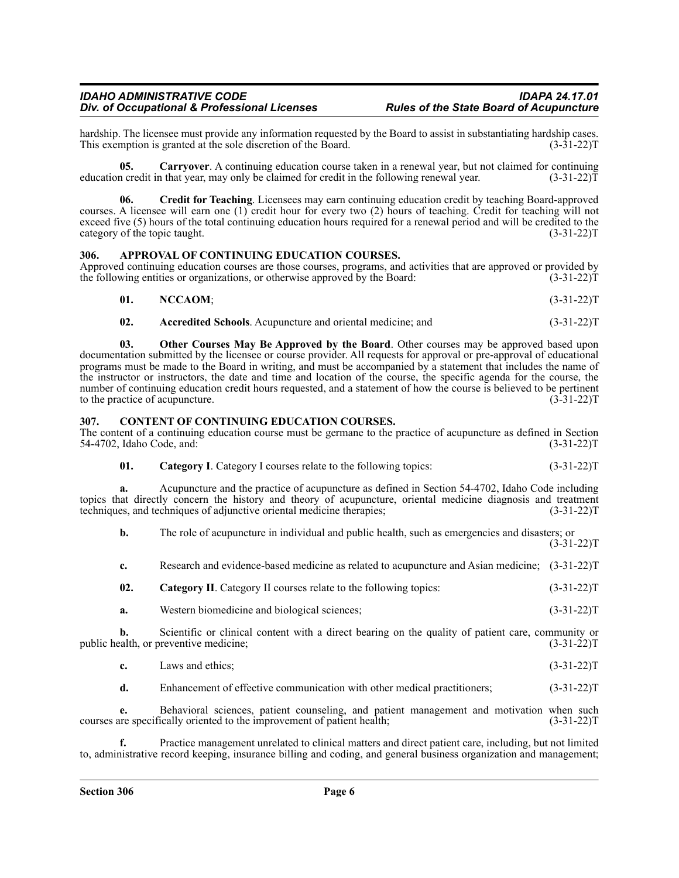hardship. The licensee must provide any information requested by the Board to assist in substantiating hardship cases. This exemption is granted at the sole discretion of the Board. (3-31-22)T

**05. Carryover**. A continuing education course taken in a renewal year, but not claimed for continuing education credit in that year, may only be claimed for credit in the following renewal year. (3-31-22)T

**06. Credit for Teaching**. Licensees may earn continuing education credit by teaching Board-approved courses. A licensee will earn one (1) credit hour for every two (2) hours of teaching. Credit for teaching will not exceed five (5) hours of the total continuing education hours required for a renewal period and will be credited to the category of the topic taught. (3-31-22)T

## 306. APPROVAL OF CONTINUING EDUCATION COURSES.

Approved continuing education courses are those courses, programs, and activities that are approved or provided by the following entities or organizations, or otherwise approved by the Board: (3-31-22)T

**01. NCCAOM**; (3-31-22)T

**02. Accredited Schools**. Acupuncture and oriental medicine; and (3-31-22)T

**03. Other Courses May Be Approved by the Board**. Other courses may be approved based upon documentation submitted by the licensee or course provider. All requests for approval or pre-approval of educational programs must be made to the Board in writing, and must be accompanied by a statement that includes the name of the instructor or instructors, the date and time and location of the course, the specific agenda for the course, the number of continuing education credit hours requested, and a statement of how the course is believed to be pertinent to the practice of acupuncture. (3-31-22)T

## 307. CONTENT OF CONTINUING EDUCATION COURSES.

The content of a continuing education course must be germane to the practice of acupuncture as defined in Section 54-4702, Idaho Code, and: (3-31-22)T

**01. Category I**. Category I courses relate to the following topics: (3-31-22)T

**a.** Acupuncture and the practice of acupuncture as defined in Section 54-4702, Idaho Code including topics that directly concern the history and theory of acupuncture, oriental medicine diagnosis and treatment techniques, and techniques of adjunctive oriental medicine therapies; (3-31-22)T

**b.** The role of acupuncture in individual and public health, such as emergencies and disasters; or (3-31-22)T

**c.** Research and evidence-based medicine as related to acupuncture and Asian medicine; (3-31-22)T

**02. Category II**. Category II courses relate to the following topics: (3-31-22)T

**a.** Western biomedicine and biological sciences; (3-31-22)T

**b.** Scientific or clinical content with a direct bearing on the quality of patient care, community or public health, or preventive medicine; (3-31-22)T

**c.** Laws and ethics; (3-31-22)T

**d.** Enhancement of effective communication with other medical practitioners; (3-31-22)T

**e.** Behavioral sciences, patient counseling, and patient management and motivation when such courses are specifically oriented to the improvement of patient health; (3-31-22)T

**f.** Practice management unrelated to clinical matters and direct patient care, including, but not limited to, administrative record keeping, insurance billing and coding, and general business organization and management;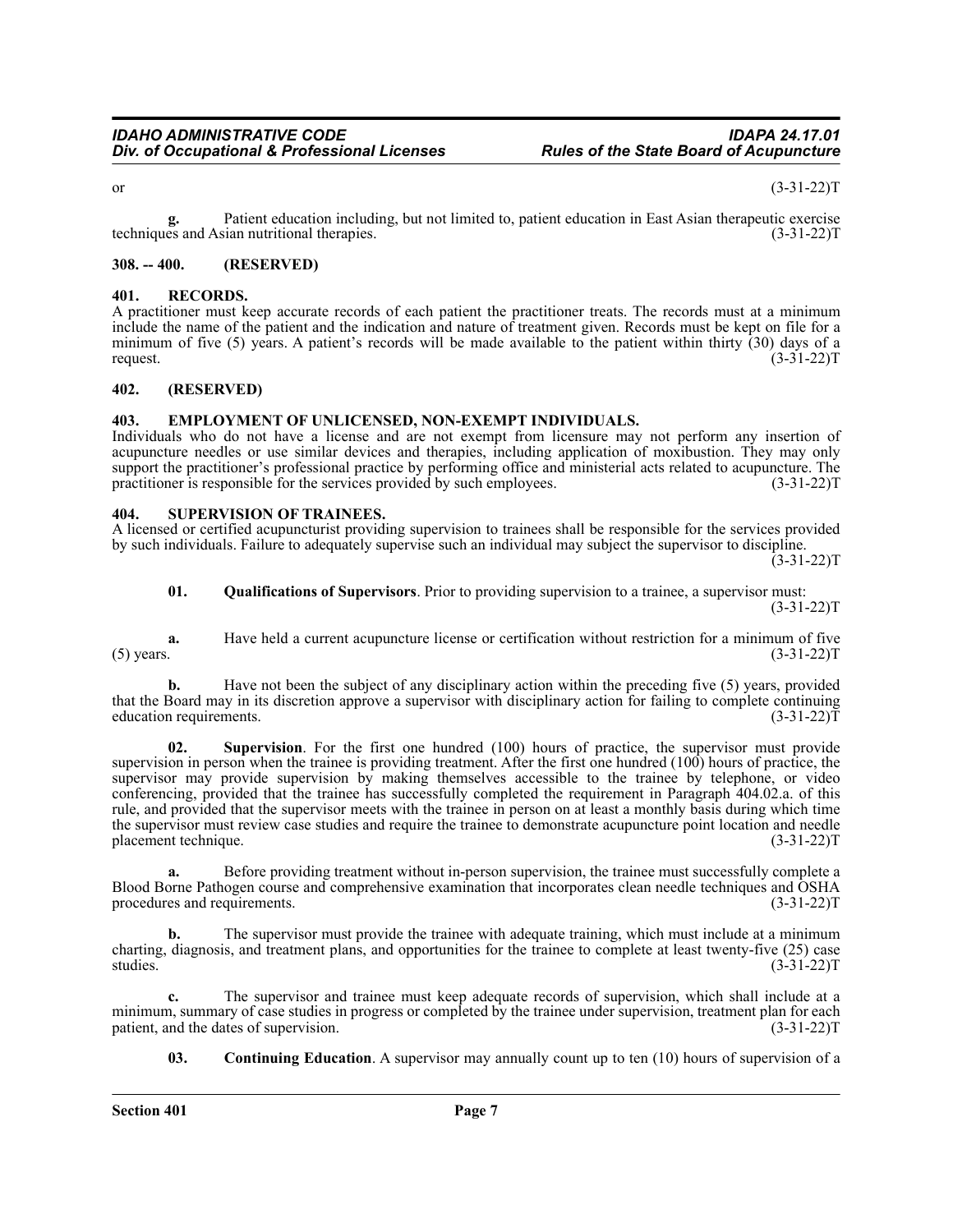or (3-31-22)T

**g.** Patient education including, but not limited to, patient education in East Asian therapeutic exercise techniques and Asian nutritional therapies. (3-31-22)T

### 308. -- 400. (RESERVED)

### 401. RECORDS.

A practitioner must keep accurate records of each patient the practitioner treats. The records must at a minimum include the name of the patient and the indication and nature of treatment given. Records must be kept on file for a minimum of five (5) years. A patient's records will be made available to the patient within thirty (30) days of a request. (3-31-22)T

### 402. (RESERVED)

### 403. EMPLOYMENT OF UNLICENSED, NON-EXEMPT INDIVIDUALS.

Individuals who do not have a license and are not exempt from licensure may not perform any insertion of acupuncture needles or use similar devices and therapies, including application of moxibustion. They may only support the practitioner's professional practice by performing office and ministerial acts related to acupuncture. The practitioner is responsible for the services provided by such employees. (3-31-22)T

### 404. SUPERVISION OF TRAINEES.

A licensed or certified acupuncturist providing supervision to trainees shall be responsible for the services provided by such individuals. Failure to adequately supervise such an individual may subject the supervisor to discipline. (3-31-22)T

**01. Qualifications of Supervisors**. Prior to providing supervision to a trainee, a supervisor must: (3-31-22)T

**a.** Have held a current acupuncture license or certification without restriction for a minimum of five (5) years. (3-31-22)T

**b.** Have not been the subject of any disciplinary action within the preceding five (5) years, provided that the Board may in its discretion approve a supervisor with disciplinary action for failing to complete continuing education requirements. (3-31-22)T

**02. Supervision**. For the first one hundred (100) hours of practice, the supervisor must provide supervision in person when the trainee is providing treatment. After the first one hundred (100) hours of practice, the supervisor may provide supervision by making themselves accessible to the trainee by telephone, or video conferencing, provided that the trainee has successfully completed the requirement in Paragraph 404.02.a. of this rule, and provided that the supervisor meets with the trainee in person on at least a monthly basis during which time the supervisor must review case studies and require the trainee to demonstrate acupuncture point location and needle placement technique. (3-31-22)T

**a.** Before providing treatment without in-person supervision, the trainee must successfully complete a Blood Borne Pathogen course and comprehensive examination that incorporates clean needle techniques and OSHA procedures and requirements. (3-31-22)T

**b.** The supervisor must provide the trainee with adequate training, which must include at a minimum charting, diagnosis, and treatment plans, and opportunities for the trainee to complete at least twenty-five (25) case studies. (3-31-22)T

**c.** The supervisor and trainee must keep adequate records of supervision, which shall include at a minimum, summary of case studies in progress or completed by the trainee under supervision, treatment plan for each patient, and the dates of supervision. (3-31-22)T

**03. Continuing Education**. A supervisor may annually count up to ten (10) hours of supervision of a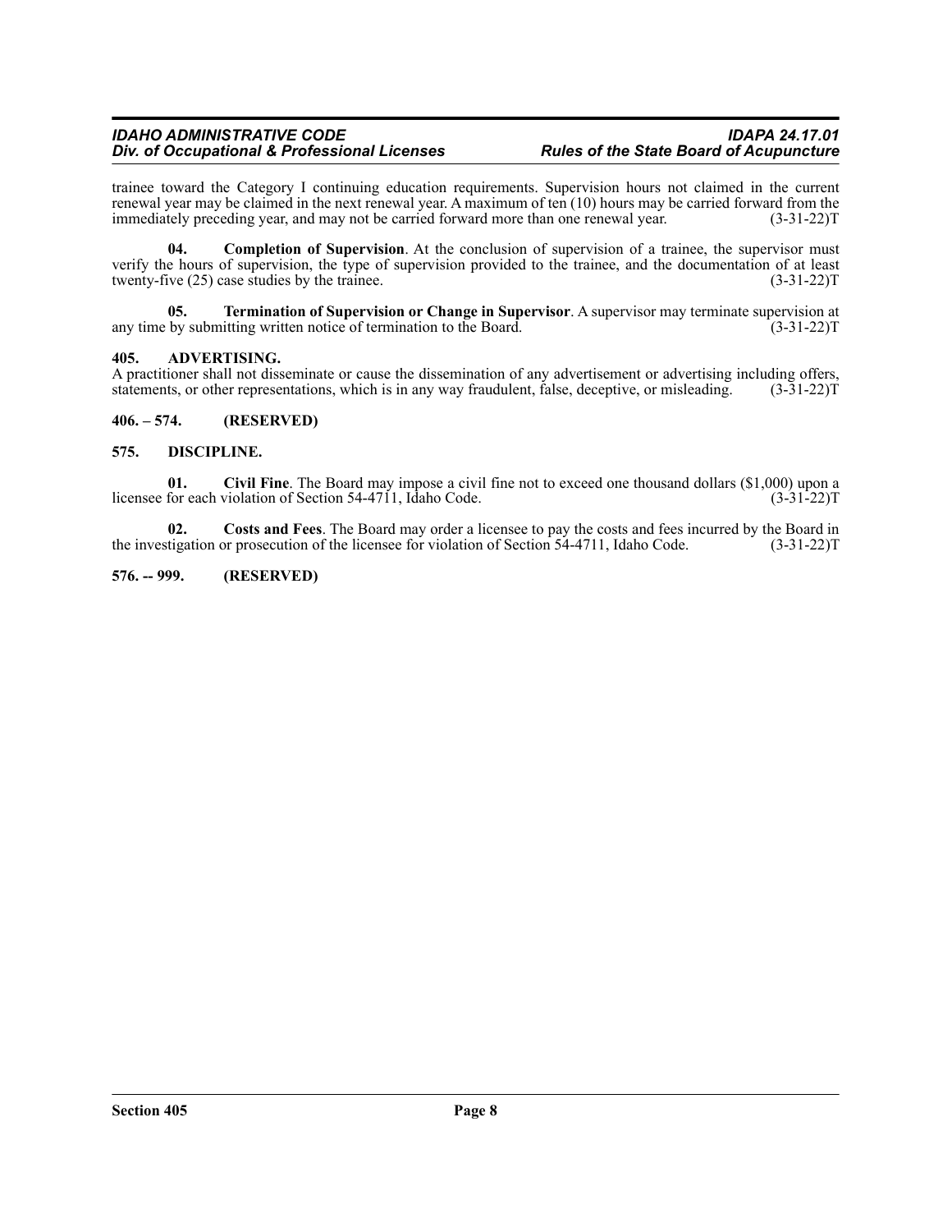trainee toward the Category I continuing education requirements. Supervision hours not claimed in the current renewal year may be claimed in the next renewal year. A maximum of ten (10) hours may be carried forward from the immediately preceding year, and may not be carried forward more than one renewal year. (3-31-22)T

**04. Completion of Supervision**. At the conclusion of supervision of a trainee, the supervisor must verify the hours of supervision, the type of supervision provided to the trainee, and the documentation of at least twenty-five (25) case studies by the trainee. (3-31-22)T

**05. Termination of Supervision or Change in Supervisor**. A supervisor may terminate supervision at any time by submitting written notice of termination to the Board. (3-31-22)T

### 405. ADVERTISING.

A practitioner shall not disseminate or cause the dissemination of any advertisement or advertising including offers, statements, or other representations, which is in any way fraudulent, false, deceptive, or misleading. (3-31-22)T

### 406. – 574. (RESERVED)

### 575. DISCIPLINE.

**01. Civil Fine**. The Board may impose a civil fine not to exceed one thousand dollars ($1,000) upon a licensee for each violation of Section 54-4711, Idaho Code. (3-31-22)T

**02. Costs and Fees**. The Board may order a licensee to pay the costs and fees incurred by the Board in the investigation or prosecution of the licensee for violation of Section 54-4711, Idaho Code. (3-31-22)T

### 576. -- 999. (RESERVED)